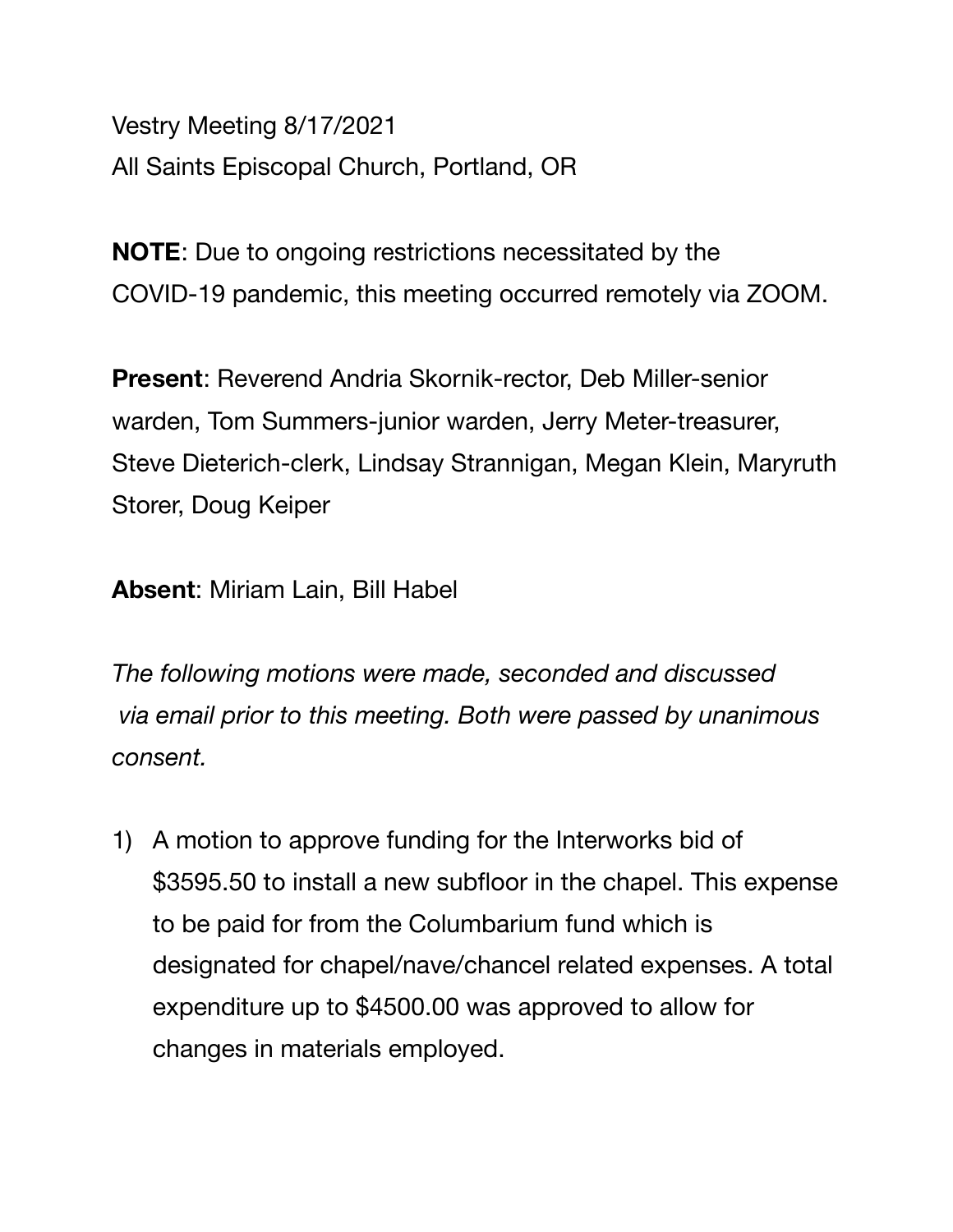Vestry Meeting 8/17/2021
All Saints Episcopal Church, Portland, OR

**NOTE**: Due to ongoing restrictions necessitated by the COVID-19 pandemic, this meeting occurred remotely via ZOOM.

**Present**: Reverend Andria Skornik-rector, Deb Miller-senior warden, Tom Summers-junior warden, Jerry Meter-treasurer, Steve Dieterich-clerk, Lindsay Strannigan, Megan Klein, Maryruth Storer, Doug Keiper

**Absent**: Miriam Lain, Bill Habel

*The following motions were made, seconded and discussed via email prior to this meeting. Both were passed by unanimous consent.*

1) A motion to approve funding for the Interworks bid of $3595.50 to install a new subfloor in the chapel. This expense to be paid for from the Columbarium fund which is designated for chapel/nave/chancel related expenses. A total expenditure up to $4500.00 was approved to allow for changes in materials employed.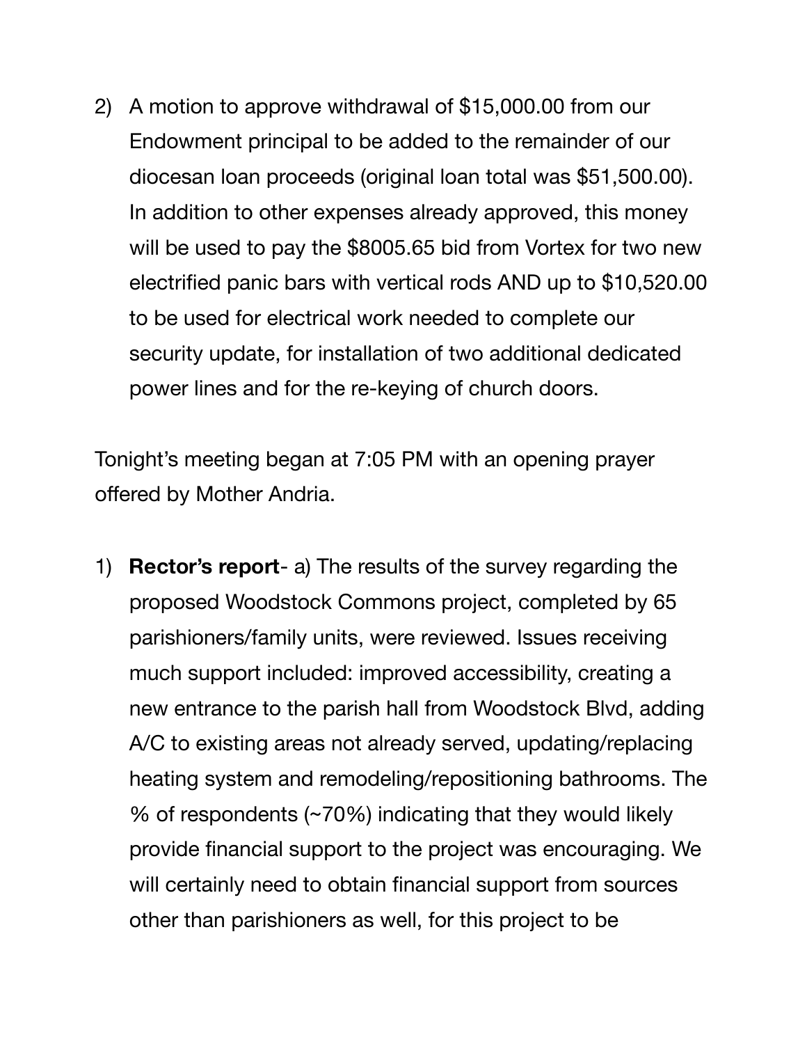2) A motion to approve withdrawal of $15,000.00 from our Endowment principal to be added to the remainder of our diocesan loan proceeds (original loan total was $51,500.00). In addition to other expenses already approved, this money will be used to pay the $8005.65 bid from Vortex for two new electrified panic bars with vertical rods AND up to $10,520.00 to be used for electrical work needed to complete our security update, for installation of two additional dedicated power lines and for the re-keying of church doors.

Tonight's meeting began at 7:05 PM with an opening prayer offered by Mother Andria.

1) **Rector's report**- a) The results of the survey regarding the proposed Woodstock Commons project, completed by 65 parishioners/family units, were reviewed. Issues receiving much support included: improved accessibility, creating a new entrance to the parish hall from Woodstock Blvd, adding A/C to existing areas not already served, updating/replacing heating system and remodeling/repositioning bathrooms. The % of respondents (~70%) indicating that they would likely provide financial support to the project was encouraging. We will certainly need to obtain financial support from sources other than parishioners as well, for this project to be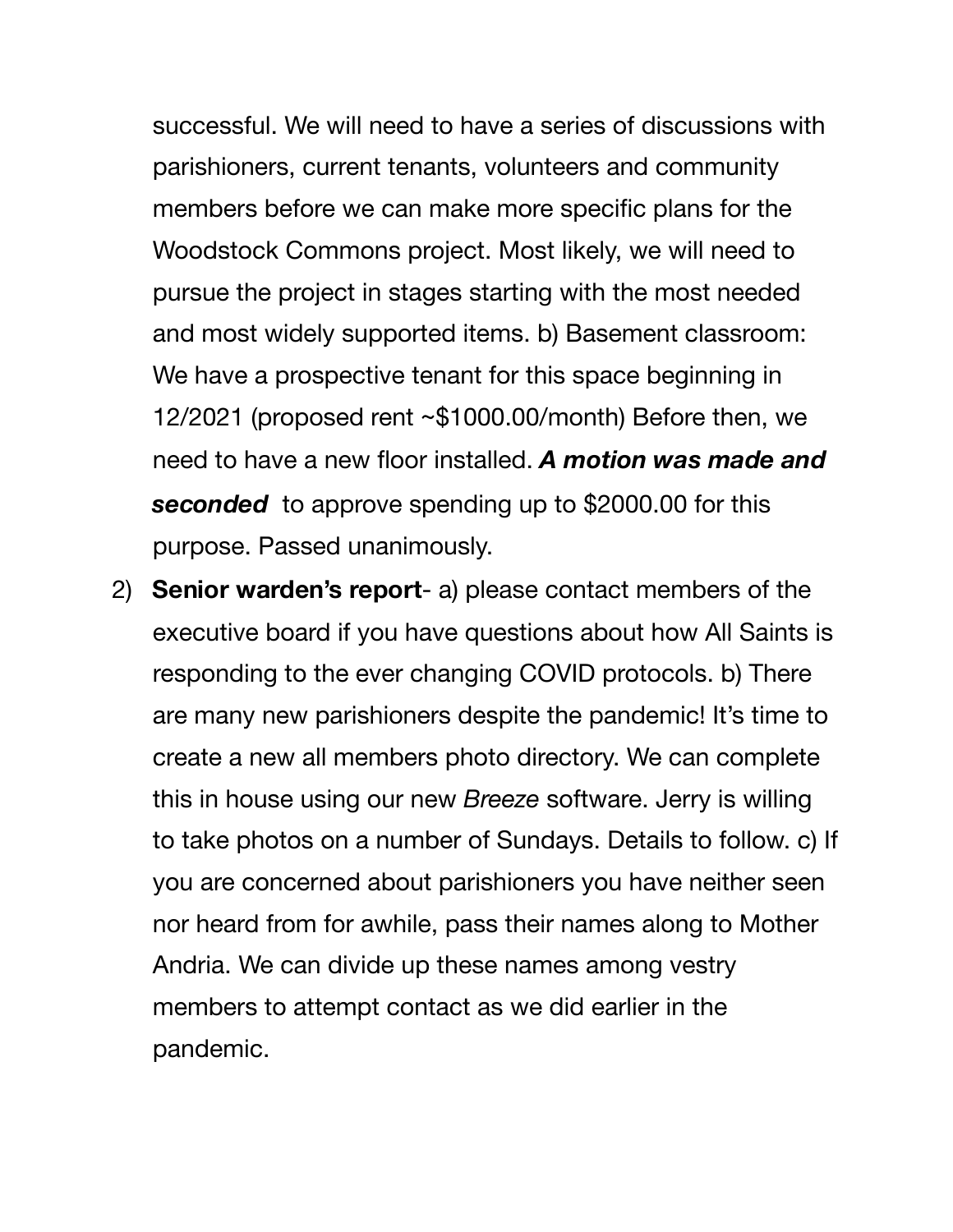successful. We will need to have a series of discussions with parishioners, current tenants, volunteers and community members before we can make more specific plans for the Woodstock Commons project. Most likely, we will need to pursue the project in stages starting with the most needed and most widely supported items. b) Basement classroom: We have a prospective tenant for this space beginning in 12/2021 (proposed rent ~$1000.00/month) Before then, we need to have a new floor installed. ***A motion was made and seconded*** to approve spending up to $2000.00 for this purpose. Passed unanimously.

2) **Senior warden's report**- a) please contact members of the executive board if you have questions about how All Saints is responding to the ever changing COVID protocols. b) There are many new parishioners despite the pandemic! It's time to create a new all members photo directory. We can complete this in house using our new *Breeze* software. Jerry is willing to take photos on a number of Sundays. Details to follow. c) If you are concerned about parishioners you have neither seen nor heard from for awhile, pass their names along to Mother Andria. We can divide up these names among vestry members to attempt contact as we did earlier in the pandemic.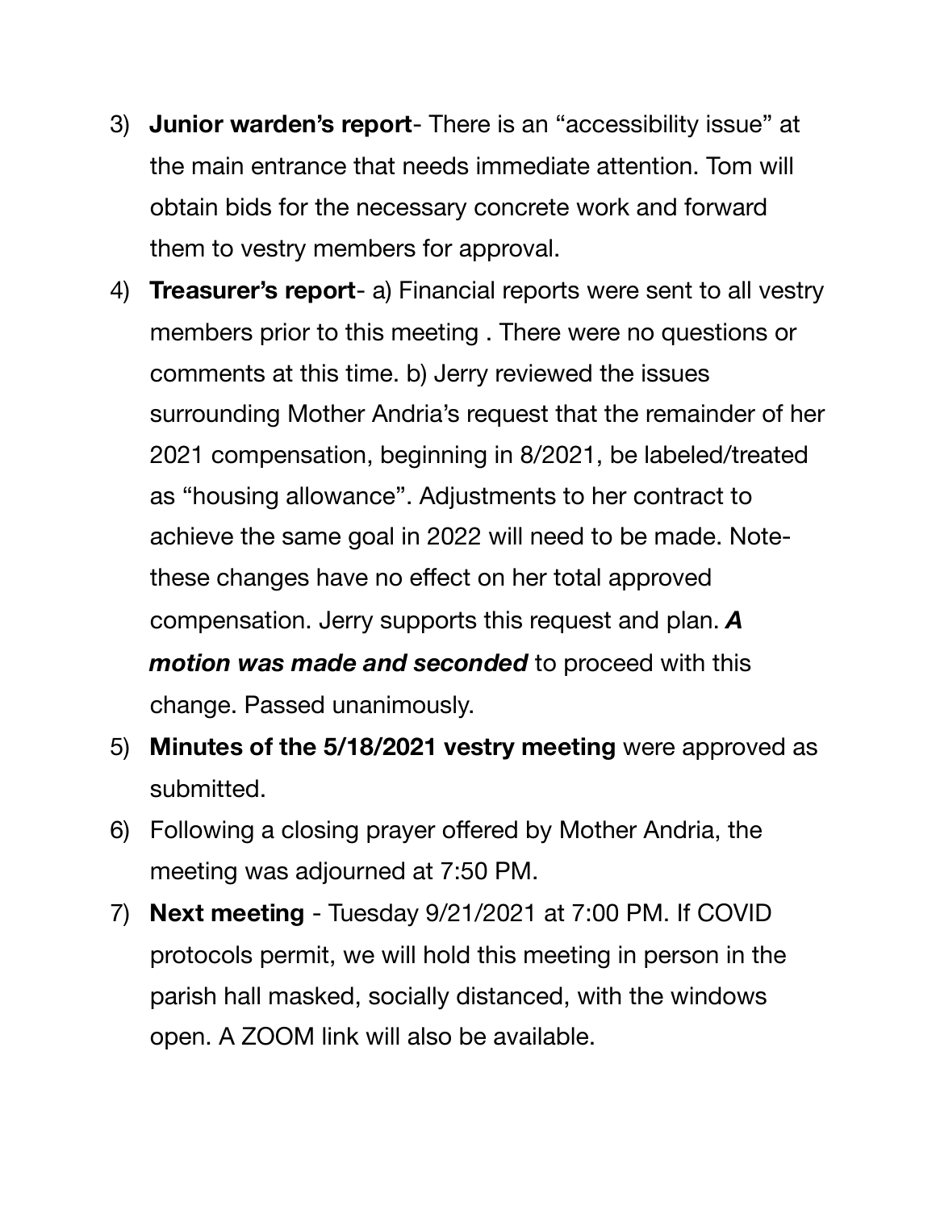3) **Junior warden's report**- There is an "accessibility issue" at the main entrance that needs immediate attention. Tom will obtain bids for the necessary concrete work and forward them to vestry members for approval.
4) **Treasurer's report**- a) Financial reports were sent to all vestry members prior to this meeting . There were no questions or comments at this time. b) Jerry reviewed the issues surrounding Mother Andria's request that the remainder of her 2021 compensation, beginning in 8/2021, be labeled/treated as "housing allowance". Adjustments to her contract to achieve the same goal in 2022 will need to be made. Note- these changes have no effect on her total approved compensation. Jerry supports this request and plan. ***A motion was made and seconded*** to proceed with this change. Passed unanimously.
5) **Minutes of the 5/18/2021 vestry meeting** were approved as submitted.
6) Following a closing prayer offered by Mother Andria, the meeting was adjourned at 7:50 PM.
7) **Next meeting** - Tuesday 9/21/2021 at 7:00 PM. If COVID protocols permit, we will hold this meeting in person in the parish hall masked, socially distanced, with the windows open. A ZOOM link will also be available.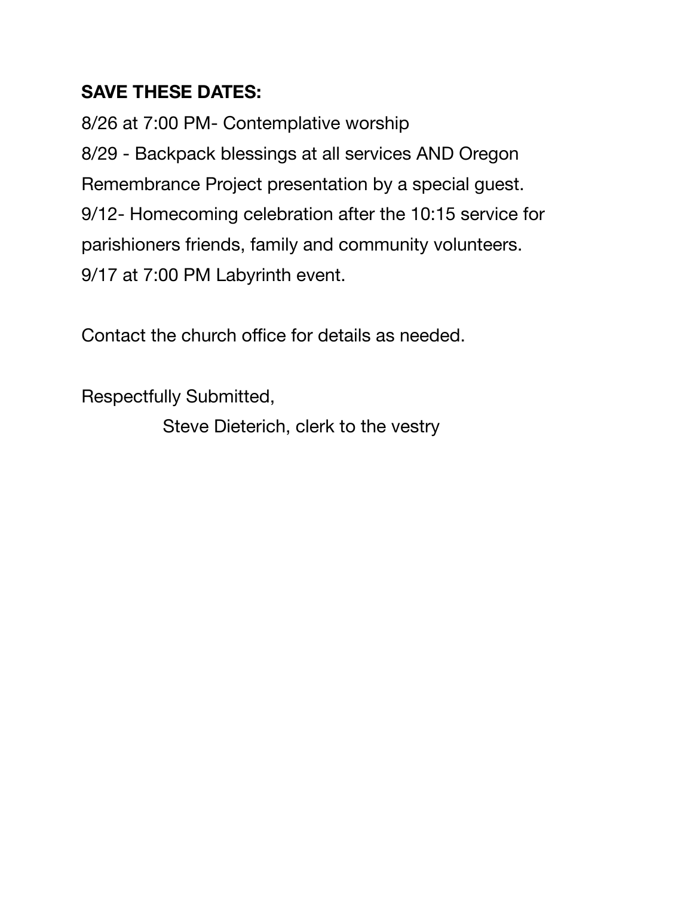**SAVE THESE DATES:**

8/26 at 7:00 PM- Contemplative worship

8/29 - Backpack blessings at all services AND Oregon Remembrance Project presentation by a special guest.

9/12- Homecoming celebration after the 10:15 service for parishioners friends, family and community volunteers.

9/17 at 7:00 PM Labyrinth event.

Contact the church office for details as needed.

Respectfully Submitted,

Steve Dieterich, clerk to the vestry